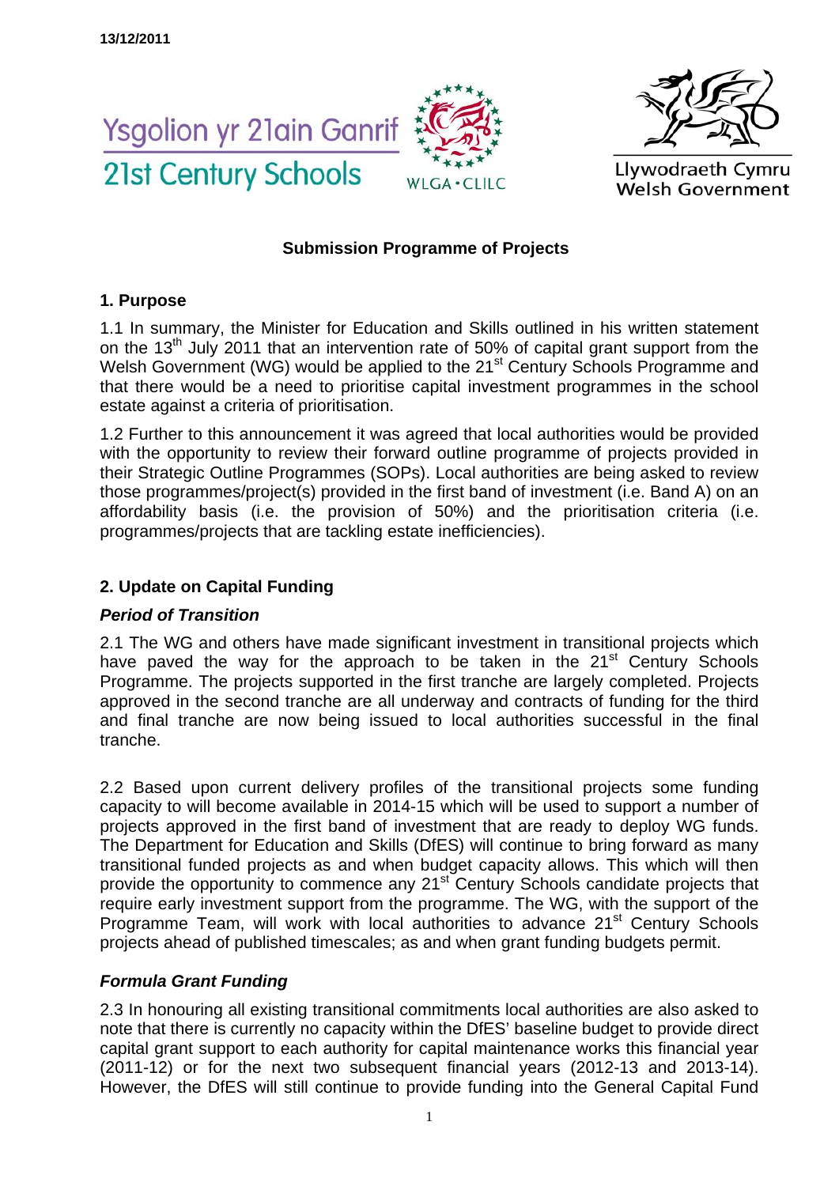13/12/2011

Ysgolion yr 21ain Ganrif
21st Century Schools

WLGA • CLILC

Llywodraeth Cymru
Welsh Government

**Submission Programme of Projects**

## 1. Purpose

1.1 In summary, the Minister for Education and Skills outlined in his written statement on the 13th July 2011 that an intervention rate of 50% of capital grant support from the Welsh Government (WG) would be applied to the 21st Century Schools Programme and that there would be a need to prioritise capital investment programmes in the school estate against a criteria of prioritisation.

1.2 Further to this announcement it was agreed that local authorities would be provided with the opportunity to review their forward outline programme of projects provided in their Strategic Outline Programmes (SOPs). Local authorities are being asked to review those programmes/project(s) provided in the first band of investment (i.e. Band A) on an affordability basis (i.e. the provision of 50%) and the prioritisation criteria (i.e. programmes/projects that are tackling estate inefficiencies).

## 2. Update on Capital Funding

### *Period of Transition*

2.1 The WG and others have made significant investment in transitional projects which have paved the way for the approach to be taken in the 21st Century Schools Programme. The projects supported in the first tranche are largely completed. Projects approved in the second tranche are all underway and contracts of funding for the third and final tranche are now being issued to local authorities successful in the final tranche.

2.2 Based upon current delivery profiles of the transitional projects some funding capacity to will become available in 2014-15 which will be used to support a number of projects approved in the first band of investment that are ready to deploy WG funds. The Department for Education and Skills (DfES) will continue to bring forward as many transitional funded projects as and when budget capacity allows. This which will then provide the opportunity to commence any 21st Century Schools candidate projects that require early investment support from the programme. The WG, with the support of the Programme Team, will work with local authorities to advance 21st Century Schools projects ahead of published timescales; as and when grant funding budgets permit.

### *Formula Grant Funding*

2.3 In honouring all existing transitional commitments local authorities are also asked to note that there is currently no capacity within the DfES' baseline budget to provide direct capital grant support to each authority for capital maintenance works this financial year (2011-12) or for the next two subsequent financial years (2012-13 and 2013-14). However, the DfES will still continue to provide funding into the General Capital Fund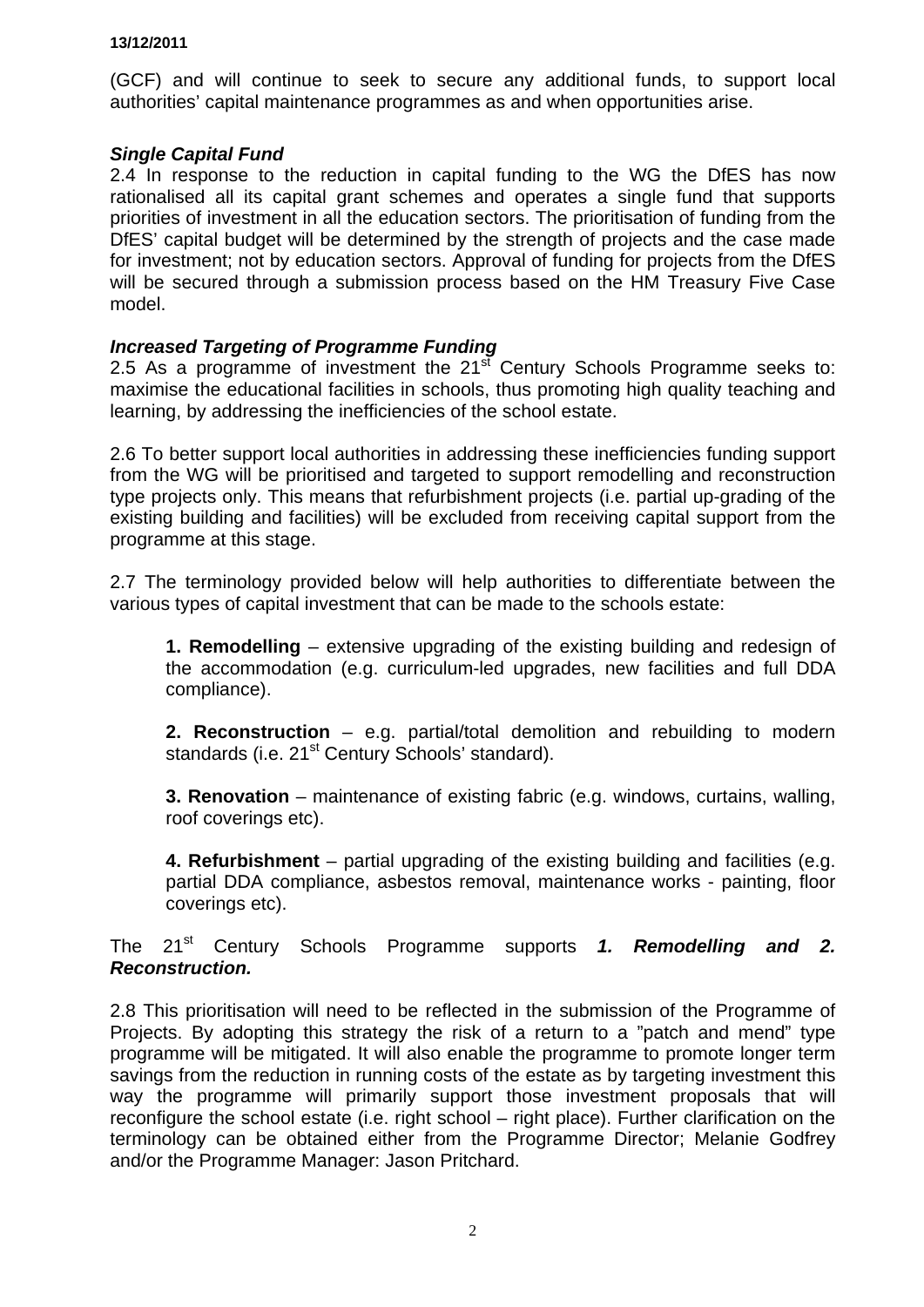(GCF) and will continue to seek to secure any additional funds, to support local authorities' capital maintenance programmes as and when opportunities arise.

### *Single Capital Fund*

2.4 In response to the reduction in capital funding to the WG the DfES has now rationalised all its capital grant schemes and operates a single fund that supports priorities of investment in all the education sectors. The prioritisation of funding from the DfES' capital budget will be determined by the strength of projects and the case made for investment; not by education sectors. Approval of funding for projects from the DfES will be secured through a submission process based on the HM Treasury Five Case model.

### *Increased Targeting of Programme Funding*

2.5 As a programme of investment the 21st Century Schools Programme seeks to: maximise the educational facilities in schools, thus promoting high quality teaching and learning, by addressing the inefficiencies of the school estate.

2.6 To better support local authorities in addressing these inefficiencies funding support from the WG will be prioritised and targeted to support remodelling and reconstruction type projects only. This means that refurbishment projects (i.e. partial up-grading of the existing building and facilities) will be excluded from receiving capital support from the programme at this stage.

2.7 The terminology provided below will help authorities to differentiate between the various types of capital investment that can be made to the schools estate:

> **1. Remodelling** – extensive upgrading of the existing building and redesign of the accommodation (e.g. curriculum-led upgrades, new facilities and full DDA compliance).
>
> **2. Reconstruction** – e.g. partial/total demolition and rebuilding to modern standards (i.e. 21st Century Schools' standard).
>
> **3. Renovation** – maintenance of existing fabric (e.g. windows, curtains, walling, roof coverings etc).
>
> **4. Refurbishment** – partial upgrading of the existing building and facilities (e.g. partial DDA compliance, asbestos removal, maintenance works - painting, floor coverings etc).

The 21st Century Schools Programme supports ***1. Remodelling and 2. Reconstruction.***

2.8 This prioritisation will need to be reflected in the submission of the Programme of Projects. By adopting this strategy the risk of a return to a "patch and mend" type programme will be mitigated. It will also enable the programme to promote longer term savings from the reduction in running costs of the estate as by targeting investment this way the programme will primarily support those investment proposals that will reconfigure the school estate (i.e. right school – right place). Further clarification on the terminology can be obtained either from the Programme Director; Melanie Godfrey and/or the Programme Manager: Jason Pritchard.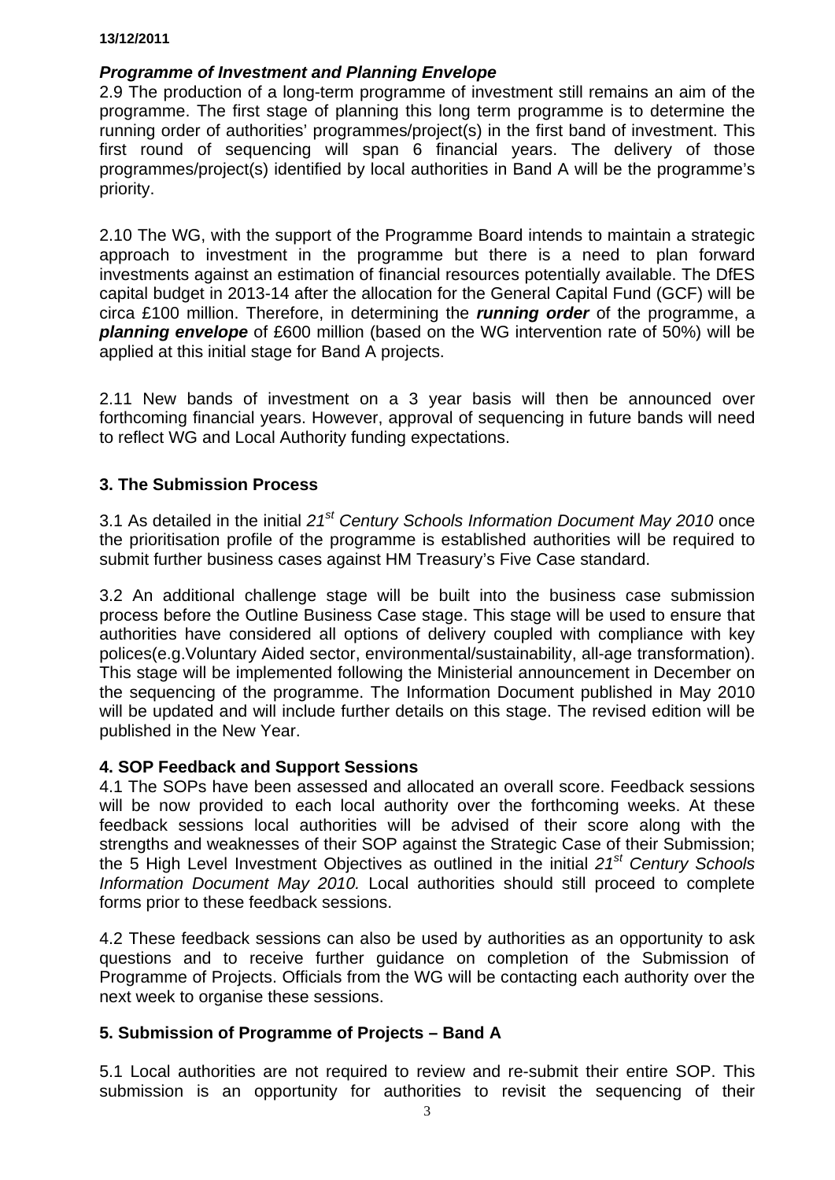### *Programme of Investment and Planning Envelope*

2.9 The production of a long-term programme of investment still remains an aim of the programme. The first stage of planning this long term programme is to determine the running order of authorities' programmes/project(s) in the first band of investment. This first round of sequencing will span 6 financial years. The delivery of those programmes/project(s) identified by local authorities in Band A will be the programme's priority.

2.10 The WG, with the support of the Programme Board intends to maintain a strategic approach to investment in the programme but there is a need to plan forward investments against an estimation of financial resources potentially available. The DfES capital budget in 2013-14 after the allocation for the General Capital Fund (GCF) will be circa £100 million. Therefore, in determining the ***running order*** of the programme, a ***planning envelope*** of £600 million (based on the WG intervention rate of 50%) will be applied at this initial stage for Band A projects.

2.11 New bands of investment on a 3 year basis will then be announced over forthcoming financial years. However, approval of sequencing in future bands will need to reflect WG and Local Authority funding expectations.

## 3. The Submission Process

3.1 As detailed in the initial *21st Century Schools Information Document May 2010* once the prioritisation profile of the programme is established authorities will be required to submit further business cases against HM Treasury's Five Case standard.

3.2 An additional challenge stage will be built into the business case submission process before the Outline Business Case stage. This stage will be used to ensure that authorities have considered all options of delivery coupled with compliance with key polices(e.g.Voluntary Aided sector, environmental/sustainability, all-age transformation). This stage will be implemented following the Ministerial announcement in December on the sequencing of the programme. The Information Document published in May 2010 will be updated and will include further details on this stage. The revised edition will be published in the New Year.

## 4. SOP Feedback and Support Sessions

4.1 The SOPs have been assessed and allocated an overall score. Feedback sessions will be now provided to each local authority over the forthcoming weeks. At these feedback sessions local authorities will be advised of their score along with the strengths and weaknesses of their SOP against the Strategic Case of their Submission; the 5 High Level Investment Objectives as outlined in the initial *21st Century Schools Information Document May 2010.* Local authorities should still proceed to complete forms prior to these feedback sessions.

4.2 These feedback sessions can also be used by authorities as an opportunity to ask questions and to receive further guidance on completion of the Submission of Programme of Projects. Officials from the WG will be contacting each authority over the next week to organise these sessions.

## 5. Submission of Programme of Projects – Band A

5.1 Local authorities are not required to review and re-submit their entire SOP. This submission is an opportunity for authorities to revisit the sequencing of their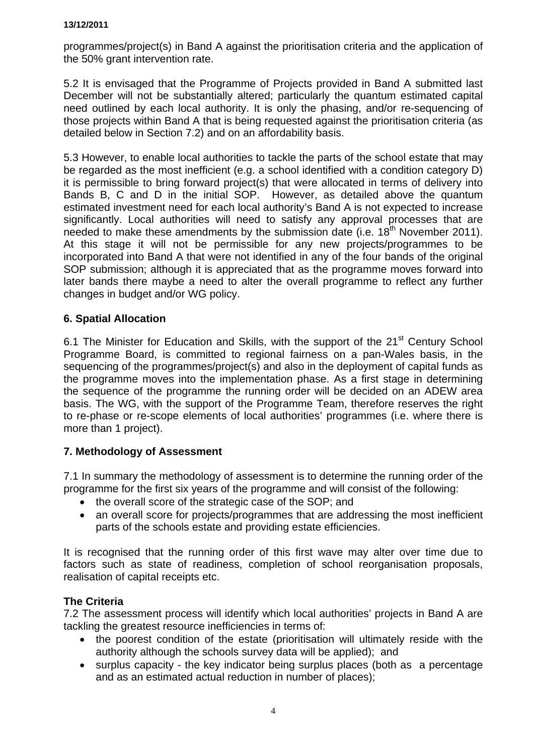programmes/project(s) in Band A against the prioritisation criteria and the application of the 50% grant intervention rate.

5.2 It is envisaged that the Programme of Projects provided in Band A submitted last December will not be substantially altered; particularly the quantum estimated capital need outlined by each local authority. It is only the phasing, and/or re-sequencing of those projects within Band A that is being requested against the prioritisation criteria (as detailed below in Section 7.2) and on an affordability basis.

5.3 However, to enable local authorities to tackle the parts of the school estate that may be regarded as the most inefficient (e.g. a school identified with a condition category D) it is permissible to bring forward project(s) that were allocated in terms of delivery into Bands B, C and D in the initial SOP. However, as detailed above the quantum estimated investment need for each local authority's Band A is not expected to increase significantly. Local authorities will need to satisfy any approval processes that are needed to make these amendments by the submission date (i.e. 18th November 2011). At this stage it will not be permissible for any new projects/programmes to be incorporated into Band A that were not identified in any of the four bands of the original SOP submission; although it is appreciated that as the programme moves forward into later bands there maybe a need to alter the overall programme to reflect any further changes in budget and/or WG policy.

## 6. Spatial Allocation

6.1 The Minister for Education and Skills, with the support of the 21st Century School Programme Board, is committed to regional fairness on a pan-Wales basis, in the sequencing of the programmes/project(s) and also in the deployment of capital funds as the programme moves into the implementation phase. As a first stage in determining the sequence of the programme the running order will be decided on an ADEW area basis. The WG, with the support of the Programme Team, therefore reserves the right to re-phase or re-scope elements of local authorities' programmes (i.e. where there is more than 1 project).

## 7. Methodology of Assessment

7.1 In summary the methodology of assessment is to determine the running order of the programme for the first six years of the programme and will consist of the following:

- the overall score of the strategic case of the SOP; and
- an overall score for projects/programmes that are addressing the most inefficient parts of the schools estate and providing estate efficiencies.

It is recognised that the running order of this first wave may alter over time due to factors such as state of readiness, completion of school reorganisation proposals, realisation of capital receipts etc.

### The Criteria

7.2 The assessment process will identify which local authorities' projects in Band A are tackling the greatest resource inefficiencies in terms of:

- the poorest condition of the estate (prioritisation will ultimately reside with the authority although the schools survey data will be applied); and
- surplus capacity - the key indicator being surplus places (both as a percentage and as an estimated actual reduction in number of places);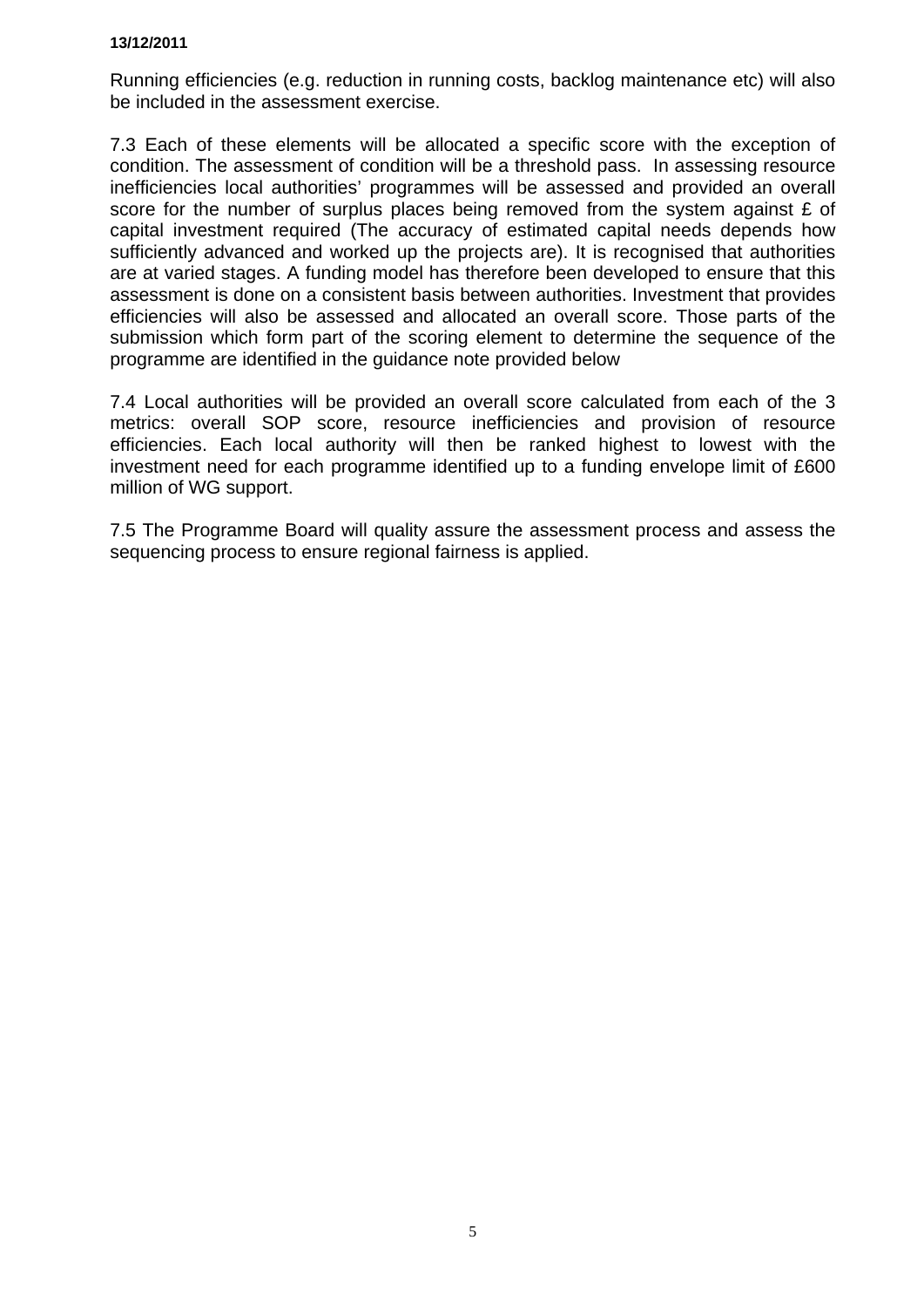Running efficiencies (e.g. reduction in running costs, backlog maintenance etc) will also be included in the assessment exercise.

7.3 Each of these elements will be allocated a specific score with the exception of condition. The assessment of condition will be a threshold pass. In assessing resource inefficiencies local authorities' programmes will be assessed and provided an overall score for the number of surplus places being removed from the system against £ of capital investment required (The accuracy of estimated capital needs depends how sufficiently advanced and worked up the projects are). It is recognised that authorities are at varied stages. A funding model has therefore been developed to ensure that this assessment is done on a consistent basis between authorities. Investment that provides efficiencies will also be assessed and allocated an overall score. Those parts of the submission which form part of the scoring element to determine the sequence of the programme are identified in the guidance note provided below

7.4 Local authorities will be provided an overall score calculated from each of the 3 metrics: overall SOP score, resource inefficiencies and provision of resource efficiencies. Each local authority will then be ranked highest to lowest with the investment need for each programme identified up to a funding envelope limit of £600 million of WG support.

7.5 The Programme Board will quality assure the assessment process and assess the sequencing process to ensure regional fairness is applied.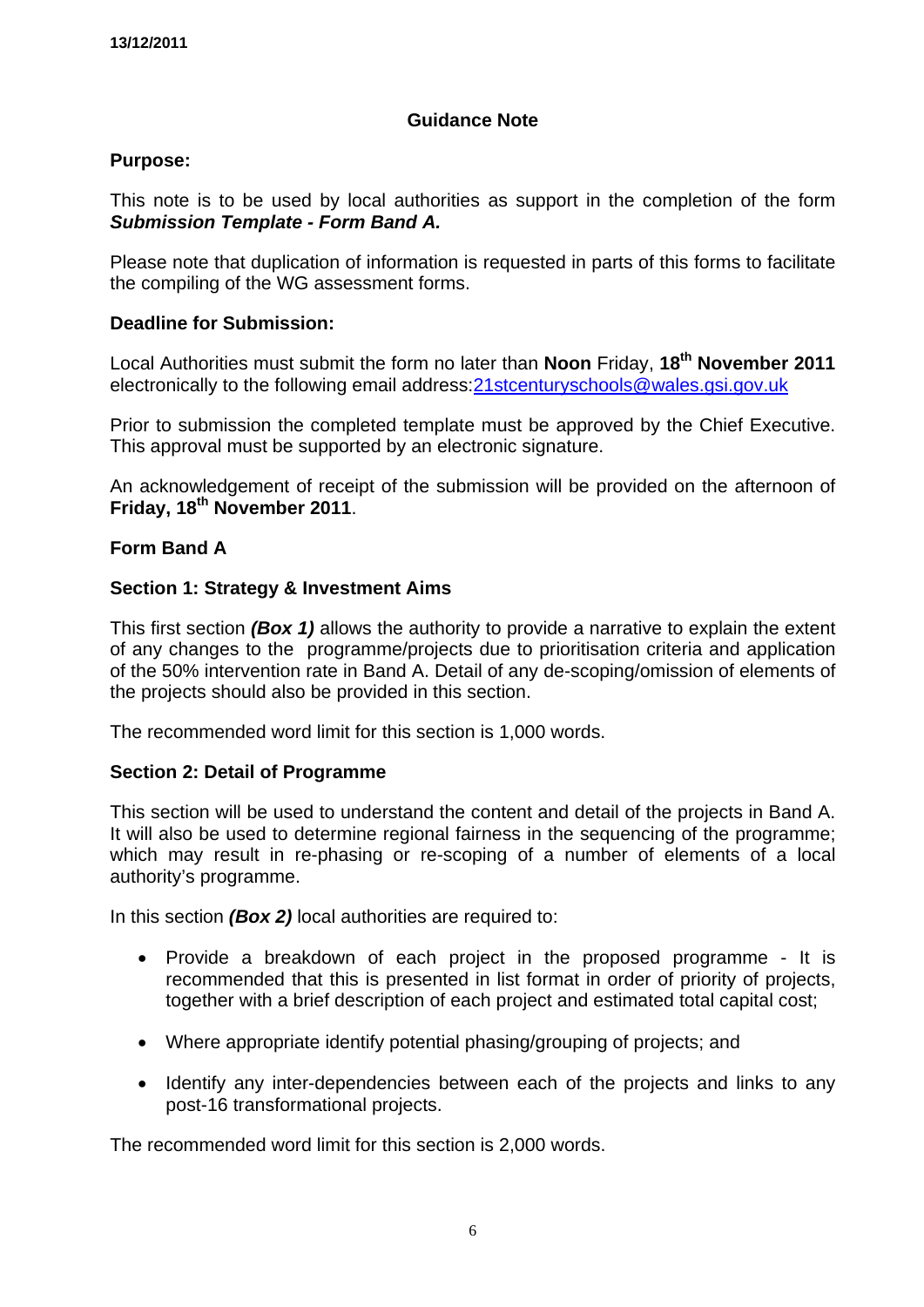13/12/2011

## Guidance Note

**Purpose:**

This note is to be used by local authorities as support in the completion of the form ***Submission Template - Form Band A.***

Please note that duplication of information is requested in parts of this forms to facilitate the compiling of the WG assessment forms.

**Deadline for Submission:**

Local Authorities must submit the form no later than **Noon** Friday, **18th November 2011** electronically to the following email address:21stcenturyschools@wales.gsi.gov.uk

Prior to submission the completed template must be approved by the Chief Executive. This approval must be supported by an electronic signature.

An acknowledgement of receipt of the submission will be provided on the afternoon of **Friday, 18th November 2011**.

**Form Band A**

**Section 1: Strategy & Investment Aims**

This first section ***(Box 1)*** allows the authority to provide a narrative to explain the extent of any changes to the programme/projects due to prioritisation criteria and application of the 50% intervention rate in Band A. Detail of any de-scoping/omission of elements of the projects should also be provided in this section.

The recommended word limit for this section is 1,000 words.

**Section 2: Detail of Programme**

This section will be used to understand the content and detail of the projects in Band A. It will also be used to determine regional fairness in the sequencing of the programme; which may result in re-phasing or re-scoping of a number of elements of a local authority's programme.

In this section ***(Box 2)*** local authorities are required to:

- Provide a breakdown of each project in the proposed programme - It is recommended that this is presented in list format in order of priority of projects, together with a brief description of each project and estimated total capital cost;
- Where appropriate identify potential phasing/grouping of projects; and
- Identify any inter-dependencies between each of the projects and links to any post-16 transformational projects.

The recommended word limit for this section is 2,000 words.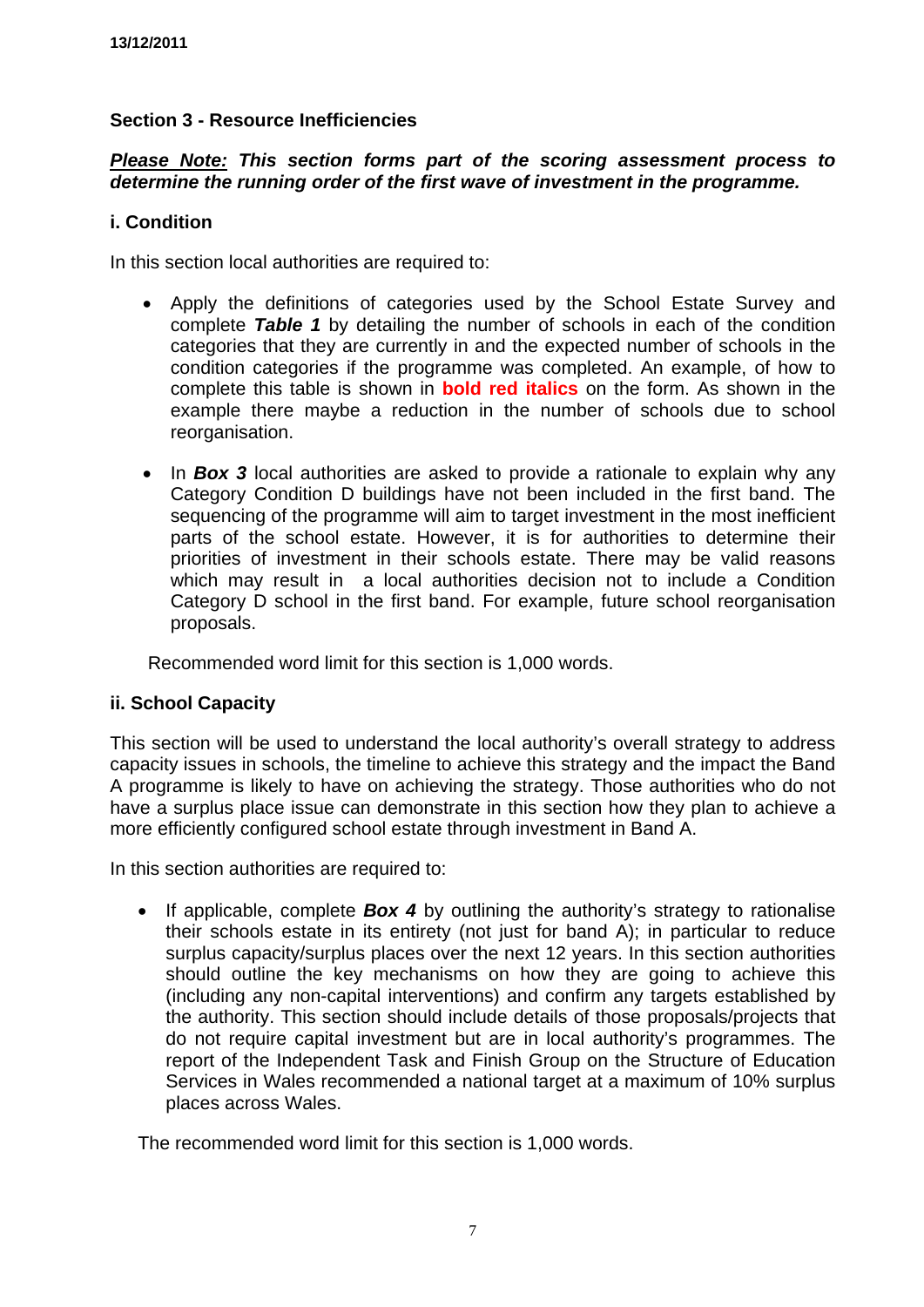## Section 3 - Resource Inefficiencies

***Please Note:*** ***This section forms part of the scoring assessment process to determine the running order of the first wave of investment in the programme.***

### i. Condition

In this section local authorities are required to:

- Apply the definitions of categories used by the School Estate Survey and complete ***Table 1*** by detailing the number of schools in each of the condition categories that they are currently in and the expected number of schools in the condition categories if the programme was completed. An example, of how to complete this table is shown in ***bold red italics*** on the form. As shown in the example there maybe a reduction in the number of schools due to school reorganisation.
- In ***Box 3*** local authorities are asked to provide a rationale to explain why any Category Condition D buildings have not been included in the first band. The sequencing of the programme will aim to target investment in the most inefficient parts of the school estate. However, it is for authorities to determine their priorities of investment in their schools estate. There may be valid reasons which may result in a local authorities decision not to include a Condition Category D school in the first band. For example, future school reorganisation proposals.

Recommended word limit for this section is 1,000 words.

### ii. School Capacity

This section will be used to understand the local authority's overall strategy to address capacity issues in schools, the timeline to achieve this strategy and the impact the Band A programme is likely to have on achieving the strategy. Those authorities who do not have a surplus place issue can demonstrate in this section how they plan to achieve a more efficiently configured school estate through investment in Band A.

In this section authorities are required to:

- If applicable, complete ***Box 4*** by outlining the authority's strategy to rationalise their schools estate in its entirety (not just for band A); in particular to reduce surplus capacity/surplus places over the next 12 years. In this section authorities should outline the key mechanisms on how they are going to achieve this (including any non-capital interventions) and confirm any targets established by the authority. This section should include details of those proposals/projects that do not require capital investment but are in local authority's programmes. The report of the Independent Task and Finish Group on the Structure of Education Services in Wales recommended a national target at a maximum of 10% surplus places across Wales.

The recommended word limit for this section is 1,000 words.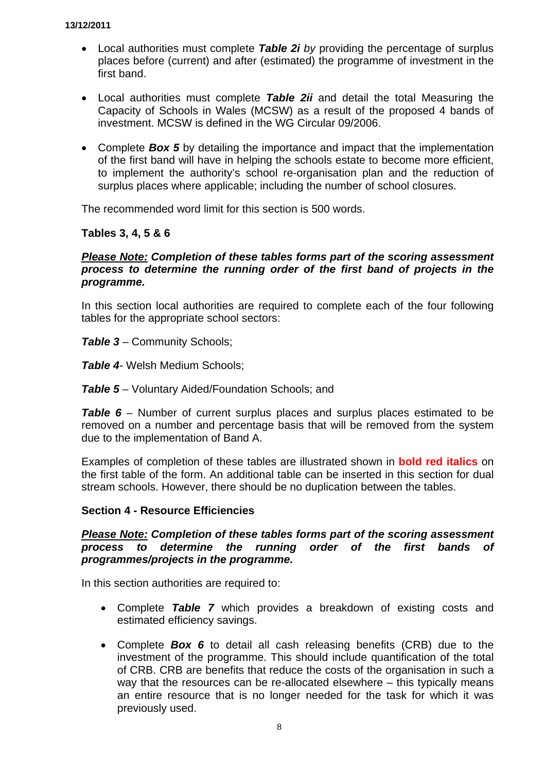- Local authorities must complete ***Table 2i*** *by* providing the percentage of surplus places before (current) and after (estimated) the programme of investment in the first band.

- Local authorities must complete ***Table 2ii*** and detail the total Measuring the Capacity of Schools in Wales (MCSW) as a result of the proposed 4 bands of investment. MCSW is defined in the WG Circular 09/2006.

- Complete ***Box 5*** by detailing the importance and impact that the implementation of the first band will have in helping the schools estate to become more efficient, to implement the authority's school re-organisation plan and the reduction of surplus places where applicable; including the number of school closures.

The recommended word limit for this section is 500 words.

**Tables 3, 4, 5 & 6**

***<u>Please Note:</u> Completion of these tables forms part of the scoring assessment process to determine the running order of the first band of projects in the programme.***

In this section local authorities are required to complete each of the four following tables for the appropriate school sectors:

***Table 3*** – Community Schools;

***Table 4***- Welsh Medium Schools;

***Table 5*** – Voluntary Aided/Foundation Schools; and

***Table 6*** – Number of current surplus places and surplus places estimated to be removed on a number and percentage basis that will be removed from the system due to the implementation of Band A.

Examples of completion of these tables are illustrated shown in ***bold red italics*** on the first table of the form. An additional table can be inserted in this section for dual stream schools. However, there should be no duplication between the tables.

**Section 4 - Resource Efficiencies**

***<u>Please Note:</u> Completion of these tables forms part of the scoring assessment process to determine the running order of the first bands of programmes/projects in the programme.***

In this section authorities are required to:

- Complete ***Table 7*** which provides a breakdown of existing costs and estimated efficiency savings.

- Complete ***Box 6*** to detail all cash releasing benefits (CRB) due to the investment of the programme. This should include quantification of the total of CRB. CRB are benefits that reduce the costs of the organisation in such a way that the resources can be re-allocated elsewhere – this typically means an entire resource that is no longer needed for the task for which it was previously used.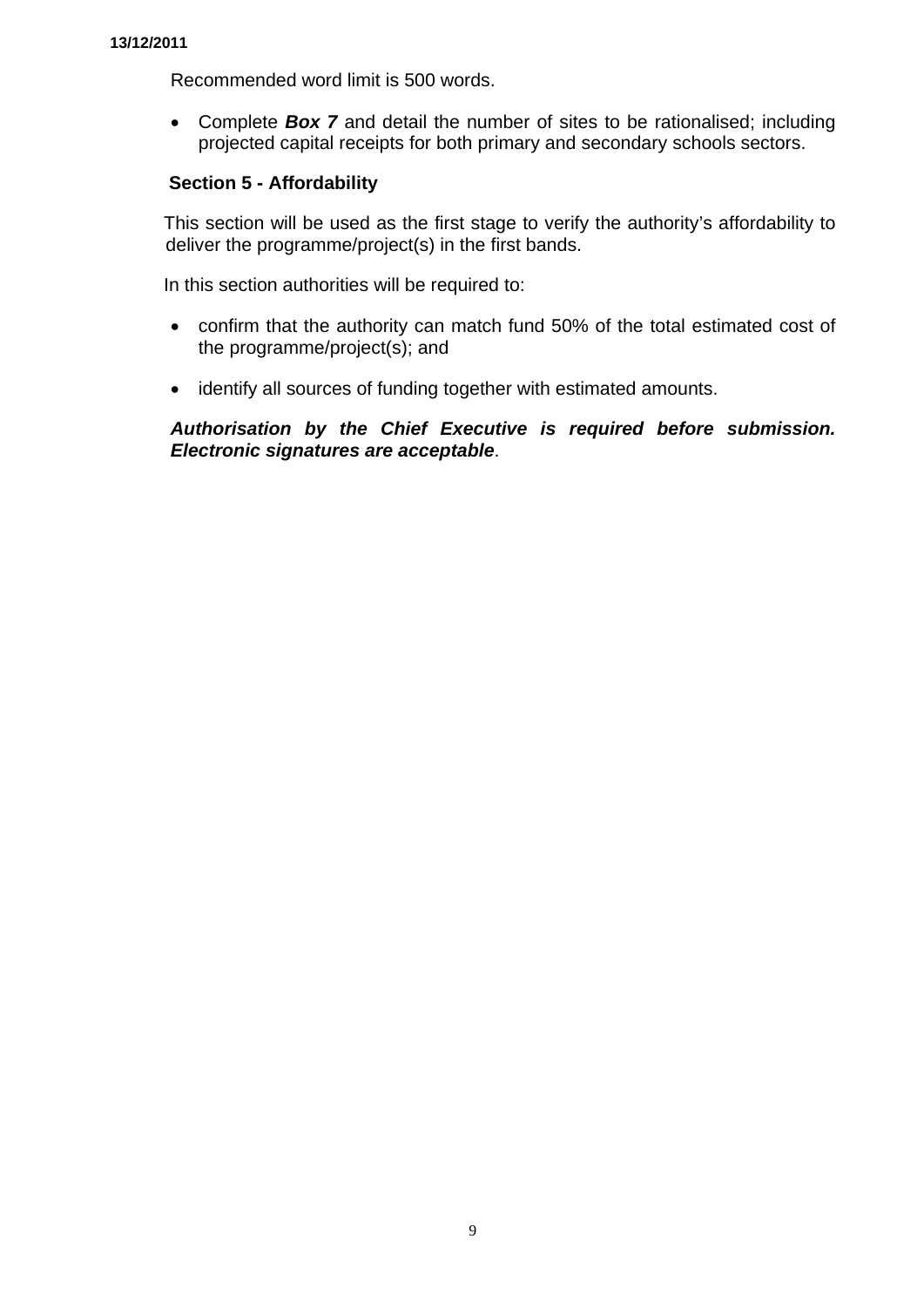Recommended word limit is 500 words.

- Complete ***Box 7*** and detail the number of sites to be rationalised; including projected capital receipts for both primary and secondary schools sectors.

**Section 5 - Affordability**

This section will be used as the first stage to verify the authority's affordability to deliver the programme/project(s) in the first bands.

In this section authorities will be required to:

- confirm that the authority can match fund 50% of the total estimated cost of the programme/project(s); and
- identify all sources of funding together with estimated amounts.

***Authorisation by the Chief Executive is required before submission. Electronic signatures are acceptable***.